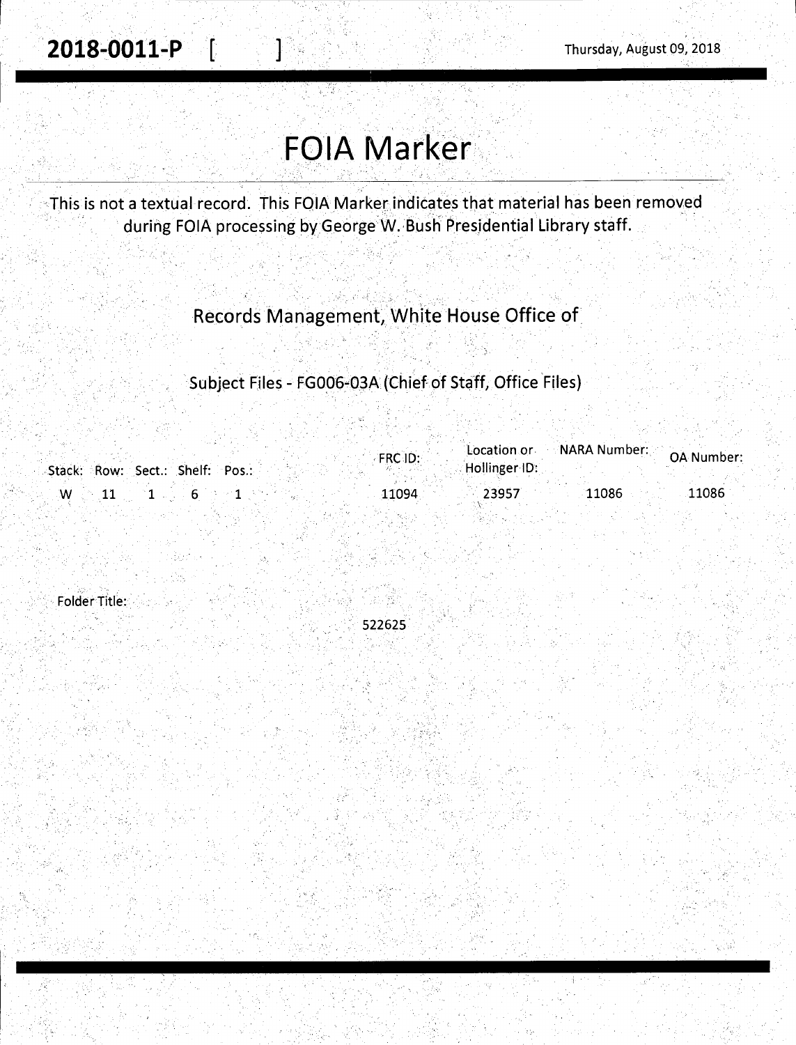**2018-0011-P [ ]** Thursday, August 09, 2018

# FOIA Marker

This is not a textual record. This FOIA Marker indicates that material has been removed during FOIA processing by George W. Bush Presidential Library staff.

## Records Management, White House Office of

### Subject Files - FG006-03A (Chief of Staff, Office Files)

| Stack: | Row: | Sect.: | Shelf: | Pos.: | FRC ID: | Location or Hollinger ID: | NARA Number: | OA Number: |
|---|---|---|---|---|---|---|---|---|
| W | 11 | 1 | 6 | 1 | 11094 | 23957 | 11086 | 11086 |

Folder Title:

522625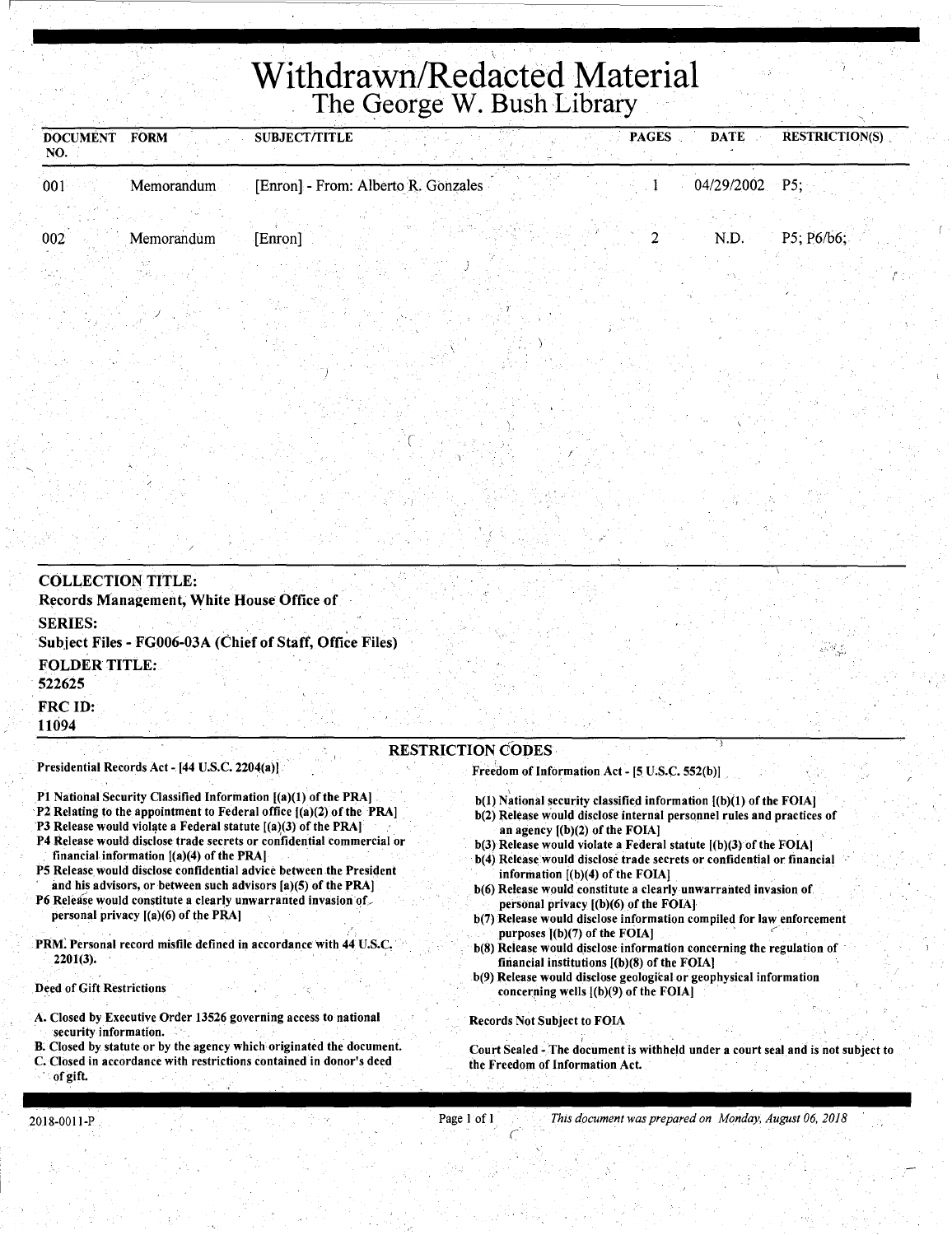# Withdrawn/Redacted Material

## The George W. Bush Library

| DOCUMENT NO. | FORM | SUBJECT/TITLE | PAGES | DATE | RESTRICTION(S) |
|---|---|---|---|---|---|
| 001 | Memorandum | [Enron] - From: Alberto R. Gonzales | 1 | 04/29/2002 | P5; |
| 002 | Memorandum | [Enron] | 2 | N.D. | P5; P6/b6; |

**COLLECTION TITLE:**
Records Management, White House Office of

**SERIES:**
Subject Files - FG006-03A (Chief of Staff, Office Files)

**FOLDER TITLE:**
522625

**FRC ID:**
11094

### RESTRICTION CODES

**Presidential Records Act - [44 U.S.C. 2204(a)]**

- P1 National Security Classified Information [(a)(1) of the PRA]
- P2 Relating to the appointment to Federal office [(a)(2) of the PRA]
- P3 Release would violate a Federal statute [(a)(3) of the PRA]
- P4 Release would disclose trade secrets or confidential commercial or financial information [(a)(4) of the PRA]
- P5 Release would disclose confidential advice between the President and his advisors, or between such advisors [a)(5) of the PRA]
- P6 Release would constitute a clearly unwarranted invasion of personal privacy [(a)(6) of the PRA]

PRM. Personal record misfile defined in accordance with 44 U.S.C. 2201(3).

**Deed of Gift Restrictions**

- A. Closed by Executive Order 13526 governing access to national security information.
- B. Closed by statute or by the agency which originated the document.
- C. Closed in accordance with restrictions contained in donor's deed of gift.

**Freedom of Information Act - [5 U.S.C. 552(b)]**

- b(1) National security classified information [(b)(1) of the FOIA]
- b(2) Release would disclose internal personnel rules and practices of an agency [(b)(2) of the FOIA]
- b(3) Release would violate a Federal statute [(b)(3) of the FOIA]
- b(4) Release would disclose trade secrets or confidential or financial information [(b)(4) of the FOIA]
- b(6) Release would constitute a clearly unwarranted invasion of personal privacy [(b)(6) of the FOIA]
- b(7) Release would disclose information compiled for law enforcement purposes [(b)(7) of the FOIA]
- b(8) Release would disclose information concerning the regulation of financial institutions [(b)(8) of the FOIA]
- b(9) Release would disclose geological or geophysical information concerning wells [(b)(9) of the FOIA]

**Records Not Subject to FOIA**

Court Sealed - The document is withheld under a court seal and is not subject to the Freedom of Information Act.

2018-0011-P

*This document was prepared on Monday, August 06, 2018*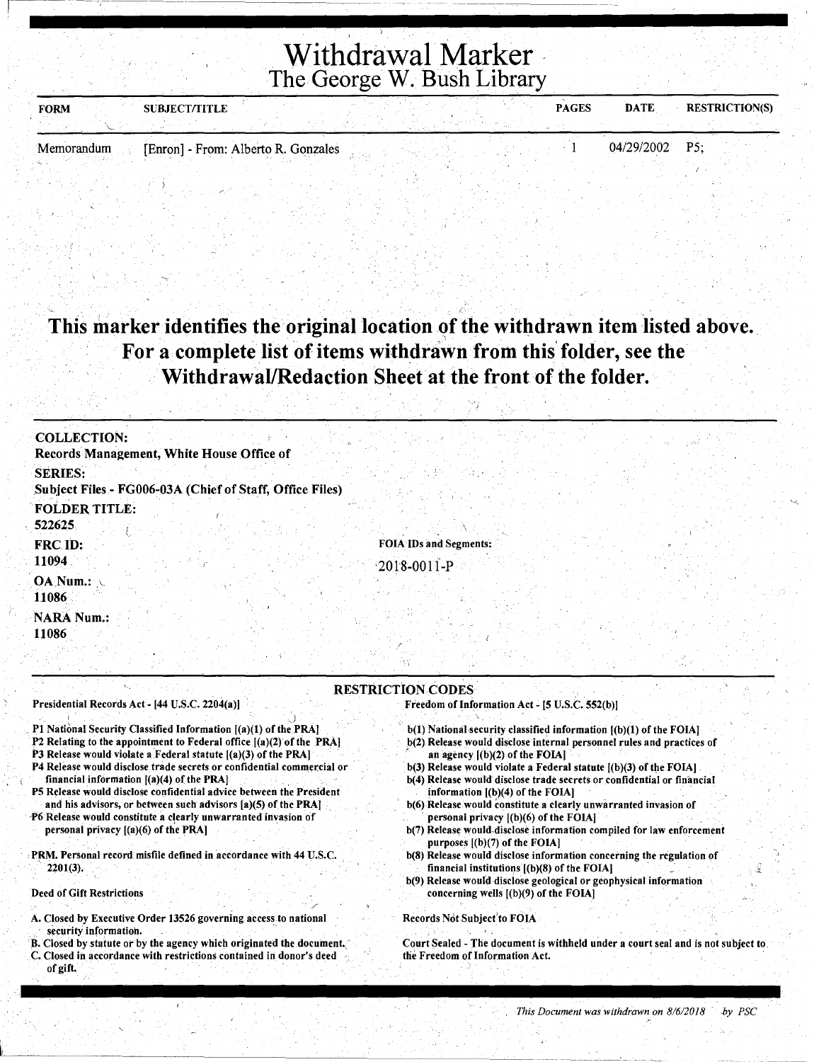# Withdrawal Marker
## The George W. Bush Library

| FORM | SUBJECT/TITLE | PAGES | DATE | RESTRICTION(S) |
|---|---|---|---|---|
| Memorandum | [Enron] - From: Alberto R. Gonzales | 1 | 04/29/2002 | P5; |

**This marker identifies the original location of the withdrawn item listed above. For a complete list of items withdrawn from this folder, see the Withdrawal/Redaction Sheet at the front of the folder.**

**COLLECTION:**
Records Management, White House Office of

**SERIES:**
Subject Files - FG006-03A (Chief of Staff, Office Files)

**FOLDER TITLE:**
522625

**FRC ID:**
11094

**FOIA IDs and Segments:**
2018-0011-P

**OA Num.:**
11086

**NARA Num.:**
11086

## RESTRICTION CODES

**Presidential Records Act - [44 U.S.C. 2204(a)]**

P1 National Security Classified Information [(a)(1) of the PRA]
P2 Relating to the appointment to Federal office [(a)(2) of the PRA]
P3 Release would violate a Federal statute [(a)(3) of the PRA]
P4 Release would disclose trade secrets or confidential commercial or financial information [(a)(4) of the PRA]
P5 Release would disclose confidential advice between the President and his advisors, or between such advisors [a)(5) of the PRA]
P6 Release would constitute a clearly unwarranted invasion of personal privacy [(a)(6) of the PRA]

PRM. Personal record misfile defined in accordance with 44 U.S.C. 2201(3).

**Deed of Gift Restrictions**

A. Closed by Executive Order 13526 governing access to national security information.
B. Closed by statute or by the agency which originated the document.
C. Closed in accordance with restrictions contained in donor's deed of gift.

**Freedom of Information Act - [5 U.S.C. 552(b)]**

b(1) National security classified information [(b)(1) of the FOIA]
b(2) Release would disclose internal personnel rules and practices of an agency [(b)(2) of the FOIA]
b(3) Release would violate a Federal statute [(b)(3) of the FOIA]
b(4) Release would disclose trade secrets or confidential or financial information [(b)(4) of the FOIA]
b(6) Release would constitute a clearly unwarranted invasion of personal privacy [(b)(6) of the FOIA]
b(7) Release would disclose information compiled for law enforcement purposes [(b)(7) of the FOIA]
b(8) Release would disclose information concerning the regulation of financial institutions [(b)(8) of the FOIA]
b(9) Release would disclose geological or geophysical information concerning wells [(b)(9) of the FOIA]

Records Not Subject to FOIA

Court Sealed - The document is withheld under a court seal and is not subject to the Freedom of Information Act.

*This Document was withdrawn on 8/6/2018 by PSC*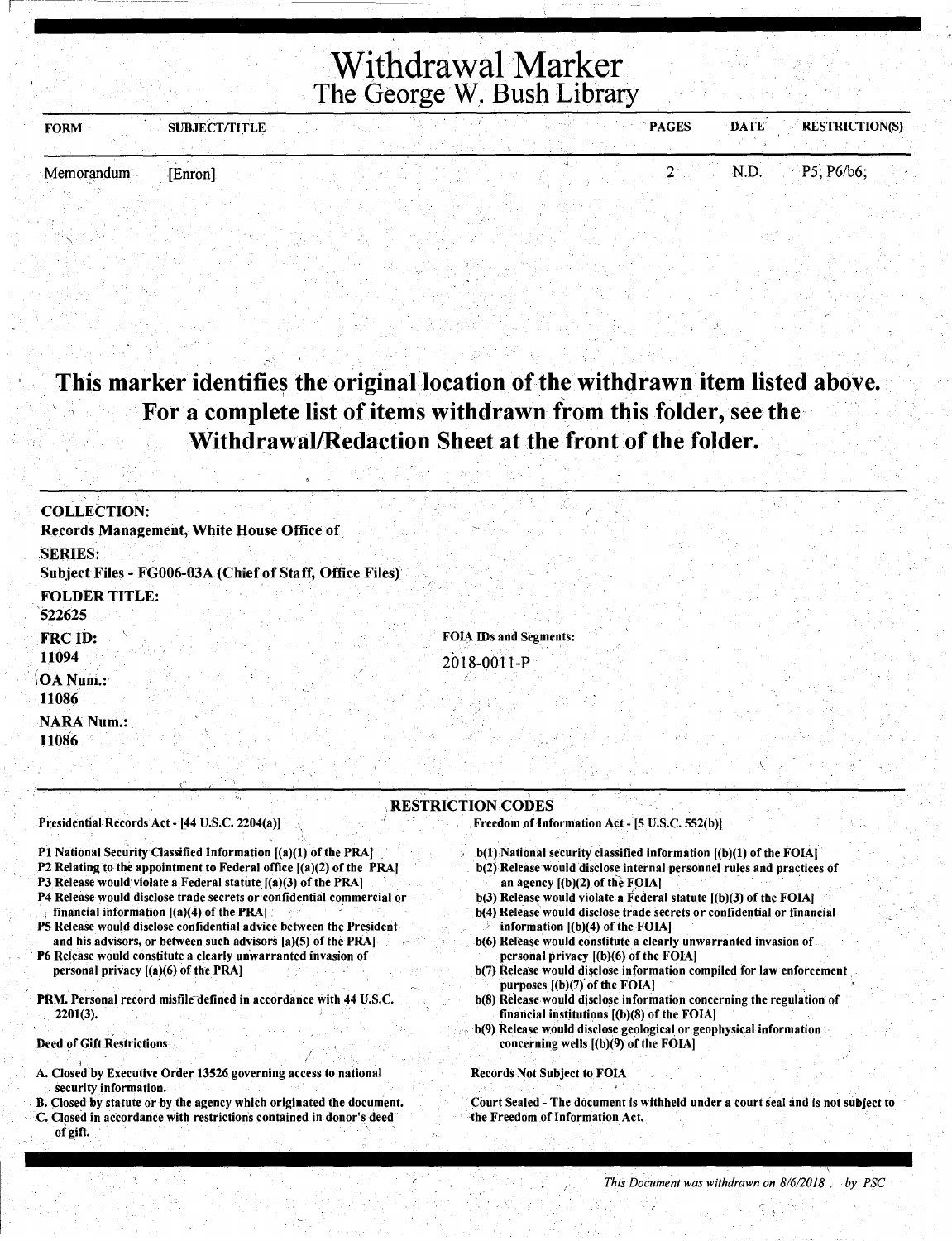# Withdrawal Marker

## The George W. Bush Library

| FORM | SUBJECT/TITLE | PAGES | DATE | RESTRICTION(S) |
| --- | --- | --- | --- | --- |
| Memorandum | [Enron] | 2 | N.D. | P5; P6/b6; |

**This marker identifies the original location of the withdrawn item listed above. For a complete list of items withdrawn from this folder, see the Withdrawal/Redaction Sheet at the front of the folder.**

**COLLECTION:**
**Records Management, White House Office of**

**SERIES:**
**Subject Files - FG006-03A (Chief of Staff, Office Files)**

**FOLDER TITLE:**
**522625**

**FRC ID:**
**11094**

**OA Num.:**
**11086**

**NARA Num.:**
**11086**

**FOIA IDs and Segments:**
2018-0011-P

**RESTRICTION CODES**

Presidential Records Act - [44 U.S.C. 2204(a)]

P1 National Security Classified Information [(a)(1) of the PRA]
P2 Relating to the appointment to Federal office [(a)(2) of the PRA]
P3 Release would violate a Federal statute [(a)(3) of the PRA]
P4 Release would disclose trade secrets or confidential commercial or financial information [(a)(4) of the PRA]
P5 Release would disclose confidential advice between the President and his advisors, or between such advisors [a)(5) of the PRA]
P6 Release would constitute a clearly unwarranted invasion of personal privacy [(a)(6) of the PRA]

PRM. Personal record misfile defined in accordance with 44 U.S.C. 2201(3).

Deed of Gift Restrictions

A. Closed by Executive Order 13526 governing access to national security information.
B. Closed by statute or by the agency which originated the document.
C. Closed in accordance with restrictions contained in donor's deed of gift.

Freedom of Information Act - [5 U.S.C. 552(b)]

b(1) National security classified information [(b)(1) of the FOIA]
b(2) Release would disclose internal personnel rules and practices of an agency [(b)(2) of the FOIA]
b(3) Release would violate a Federal statute [(b)(3) of the FOIA]
b(4) Release would disclose trade secrets or confidential or financial information [(b)(4) of the FOIA]
b(6) Release would constitute a clearly unwarranted invasion of personal privacy [(b)(6) of the FOIA]
b(7) Release would disclose information compiled for law enforcement purposes [(b)(7) of the FOIA]
b(8) Release would disclose information concerning the regulation of financial institutions [(b)(8) of the FOIA]
b(9) Release would disclose geological or geophysical information concerning wells [(b)(9) of the FOIA]

Records Not Subject to FOIA

Court Sealed - The document is withheld under a court seal and is not subject to the Freedom of Information Act.

*This Document was withdrawn on 8/6/2018 by PSC*